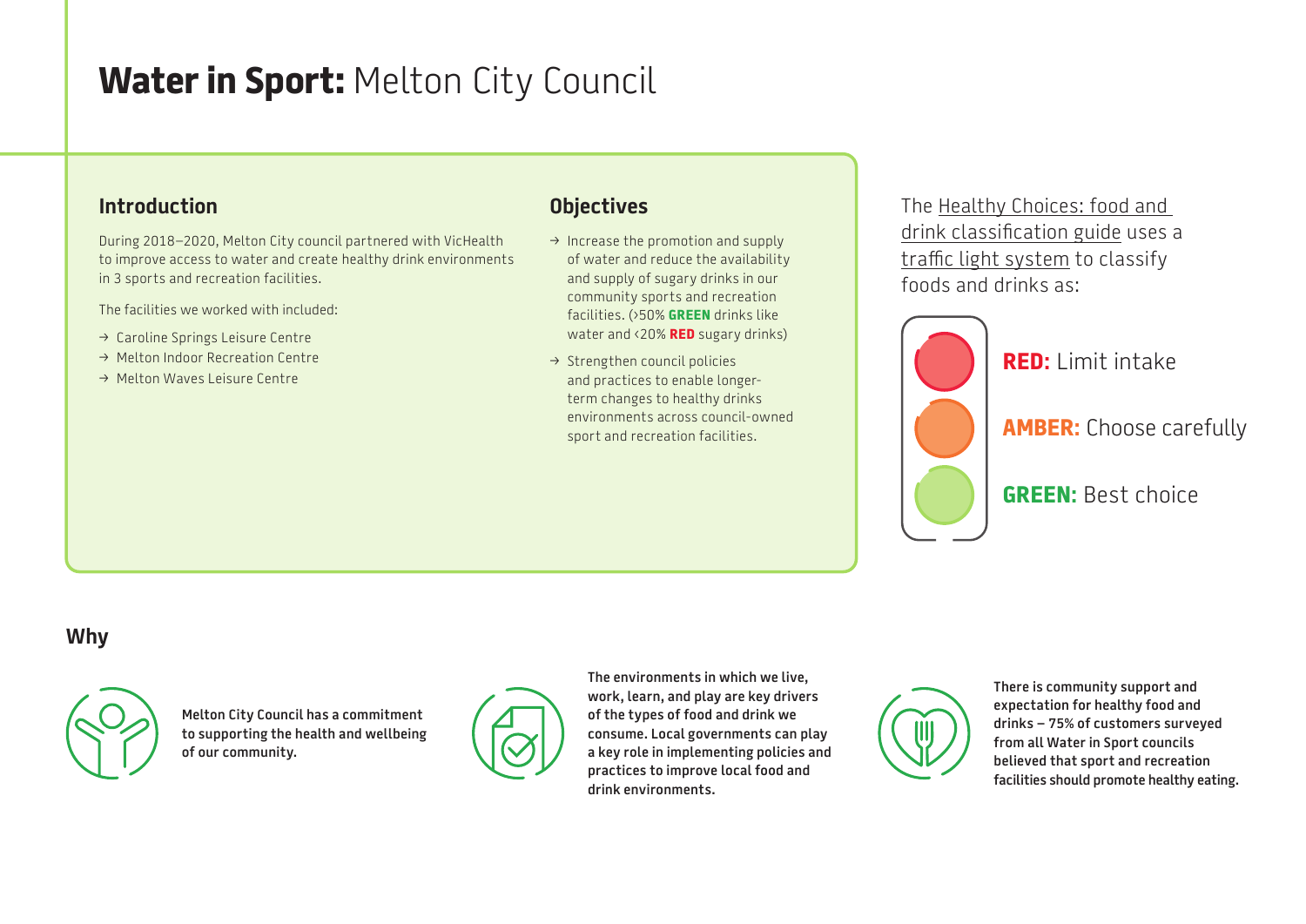# **Water in Sport:** Melton City Council

## Introduction

During 2018–2020, Melton City council partnered with VicHealth to improve access to water and create healthy drink environments in 3 sports and recreation facilities.

The facilities we worked with included:

- → Caroline Springs Leisure Centre
- → Melton Indoor Recreation Centre
- → Melton Waves Leisure Centre

## Objectives

- → Increase the promotion and supply of water and reduce the availability and supply of sugary drinks in our community sports and recreation facilities. (>50% **GREEN** drinks like water and <20% **RED** sugary drinks)
- → Strengthen council policies and practices to enable longer-term changes to healthy drinks environments across council-owned sport and recreation facilities.

The Healthy Choices: food and drink classification guide uses a traffic light system to classify foods and drinks as:

**RED:** Limit intake

**AMBER:** Choose carefully

**GREEN:** Best choice

## Why

**Melton City Council has a commitment to supporting the health and wellbeing of our community.**

**The environments in which we live, work, learn, and play are key drivers of the types of food and drink we consume. Local governments can play a key role in implementing policies and practices to improve local food and drink environments.**

**There is community support and expectation for healthy food and drinks – 75% of customers surveyed from all Water in Sport councils believed that sport and recreation facilities should promote healthy eating.**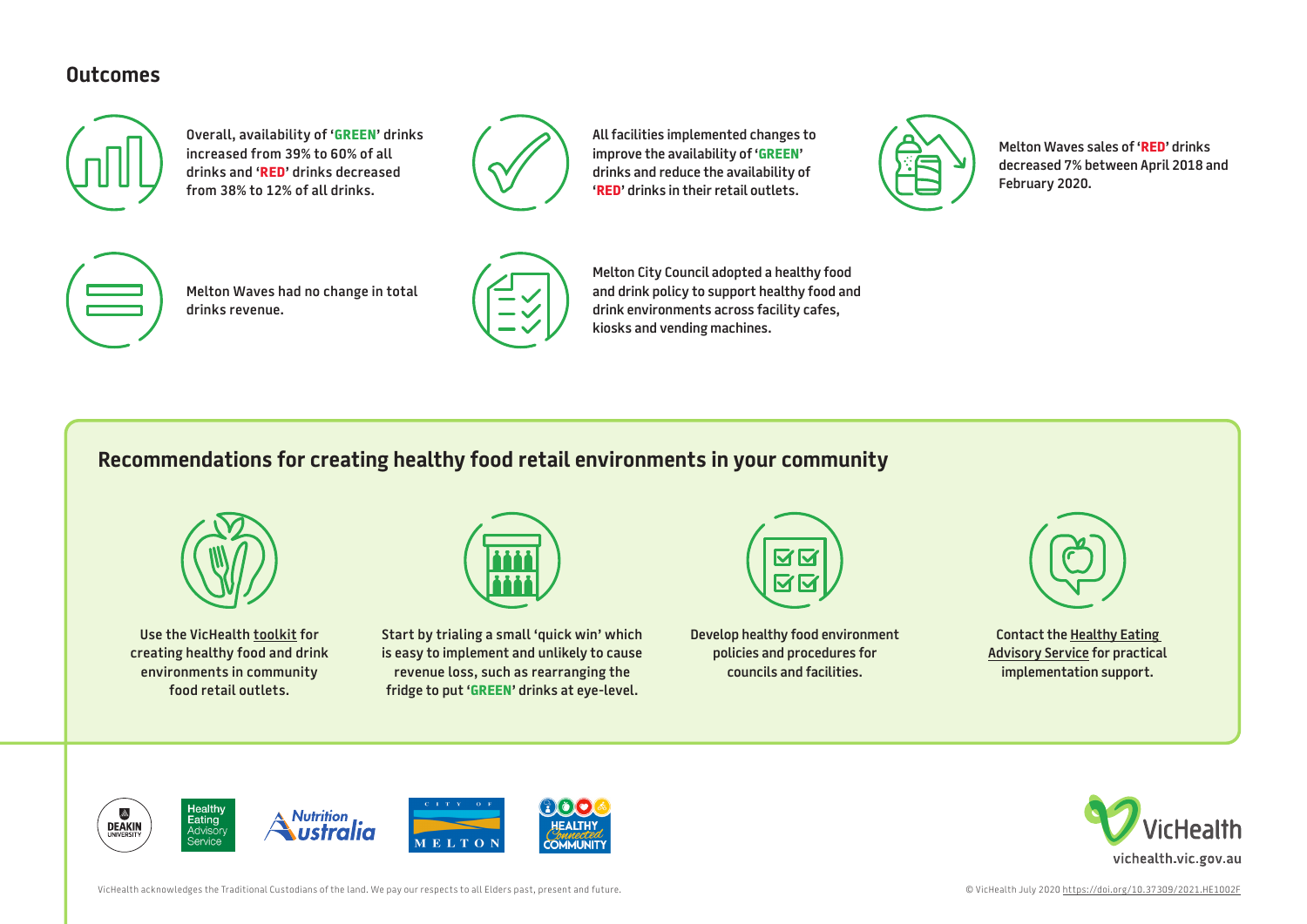## Outcomes

Overall, availability of '**GREEN**' drinks increased from 39% to 60% of all drinks and '**RED**' drinks decreased from 38% to 12% of all drinks.

All facilities implemented changes to improve the availability of '**GREEN**' drinks and reduce the availability of '**RED**' drinks in their retail outlets.

Melton Waves sales of '**RED**' drinks decreased 7% between April 2018 and February 2020.

Melton Waves had no change in total drinks revenue.

Melton City Council adopted a healthy food and drink policy to support healthy food and drink environments across facility cafes, kiosks and vending machines.

## Recommendations for creating healthy food retail environments in your community

Use the VicHealth toolkit for creating healthy food and drink environments in community food retail outlets.

Start by trialing a small 'quick win' which is easy to implement and unlikely to cause revenue loss, such as rearranging the fridge to put '**GREEN**' drinks at eye-level.

Develop healthy food environment policies and procedures for councils and facilities.

Contact the Healthy Eating Advisory Service for practical implementation support.

Deakin University | Healthy Eating Advisory Service | Nutrition Australia | City of Melton | Healthy Connected Community

VicHealth
vichealth.vic.gov.au

VicHealth acknowledges the Traditional Custodians of the land. We pay our respects to all Elders past, present and future.

© VicHealth July 2020 https://doi.org/10.37309/2021.HE1002F